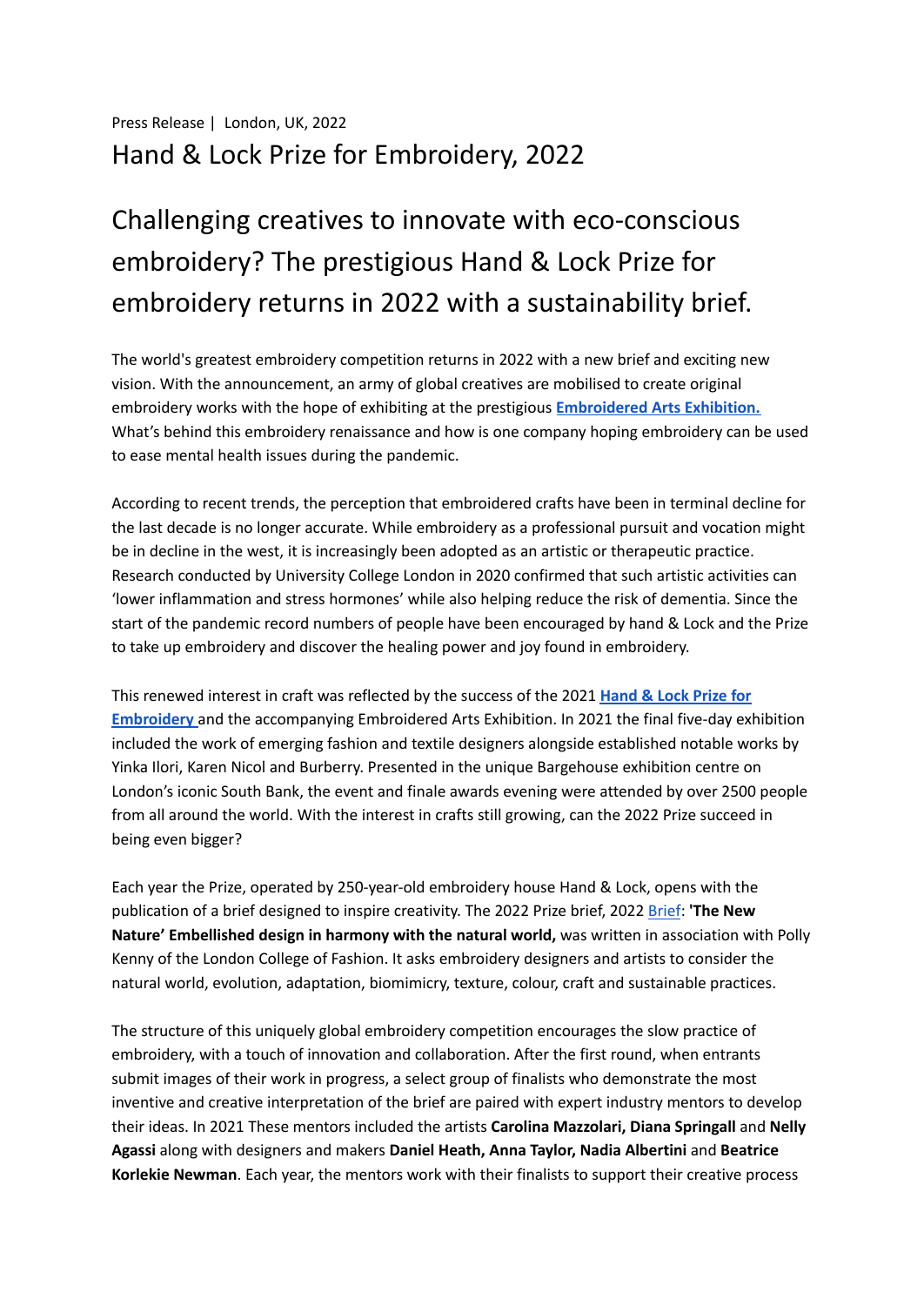Press Release | London, UK, 2022

# Hand & Lock Prize for Embroidery, 2022

## Challenging creatives to innovate with eco-conscious embroidery? The prestigious Hand & Lock Prize for embroidery returns in 2022 with a sustainability brief.

The world's greatest embroidery competition returns in 2022 with a new brief and exciting new vision. With the announcement, an army of global creatives are mobilised to create original embroidery works with the hope of exhibiting at the prestigious **Embroidered Arts Exhibition.** What's behind this embroidery renaissance and how is one company hoping embroidery can be used to ease mental health issues during the pandemic.

According to recent trends, the perception that embroidered crafts have been in terminal decline for the last decade is no longer accurate. While embroidery as a professional pursuit and vocation might be in decline in the west, it is increasingly been adopted as an artistic or therapeutic practice. Research conducted by University College London in 2020 confirmed that such artistic activities can 'lower inflammation and stress hormones' while also helping reduce the risk of dementia. Since the start of the pandemic record numbers of people have been encouraged by hand & Lock and the Prize to take up embroidery and discover the healing power and joy found in embroidery.

This renewed interest in craft was reflected by the success of the 2021 **Hand & Lock Prize for Embroidery** and the accompanying Embroidered Arts Exhibition. In 2021 the final five-day exhibition included the work of emerging fashion and textile designers alongside established notable works by Yinka Ilori, Karen Nicol and Burberry. Presented in the unique Bargehouse exhibition centre on London's iconic South Bank, the event and finale awards evening were attended by over 2500 people from all around the world. With the interest in crafts still growing, can the 2022 Prize succeed in being even bigger?

Each year the Prize, operated by 250-year-old embroidery house Hand & Lock, opens with the publication of a brief designed to inspire creativity. The 2022 Prize brief, 2022 Brief: **'The New Nature' Embellished design in harmony with the natural world,** was written in association with Polly Kenny of the London College of Fashion. It asks embroidery designers and artists to consider the natural world, evolution, adaptation, biomimicry, texture, colour, craft and sustainable practices.

The structure of this uniquely global embroidery competition encourages the slow practice of embroidery, with a touch of innovation and collaboration. After the first round, when entrants submit images of their work in progress, a select group of finalists who demonstrate the most inventive and creative interpretation of the brief are paired with expert industry mentors to develop their ideas. In 2021 These mentors included the artists **Carolina Mazzolari, Diana Springall** and **Nelly Agassi** along with designers and makers **Daniel Heath, Anna Taylor, Nadia Albertini** and **Beatrice Korlekie Newman**. Each year, the mentors work with their finalists to support their creative process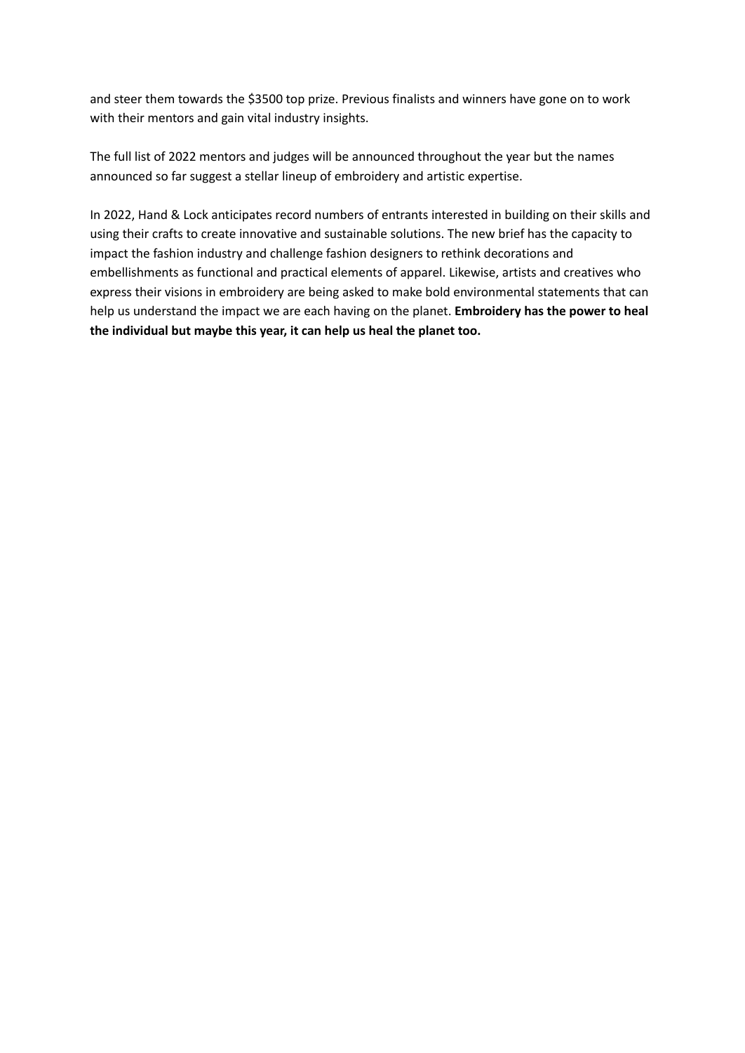and steer them towards the $3500 top prize. Previous finalists and winners have gone on to work with their mentors and gain vital industry insights.

The full list of 2022 mentors and judges will be announced throughout the year but the names announced so far suggest a stellar lineup of embroidery and artistic expertise.

In 2022, Hand & Lock anticipates record numbers of entrants interested in building on their skills and using their crafts to create innovative and sustainable solutions. The new brief has the capacity to impact the fashion industry and challenge fashion designers to rethink decorations and embellishments as functional and practical elements of apparel. Likewise, artists and creatives who express their visions in embroidery are being asked to make bold environmental statements that can help us understand the impact we are each having on the planet. **Embroidery has the power to heal the individual but maybe this year, it can help us heal the planet too.**